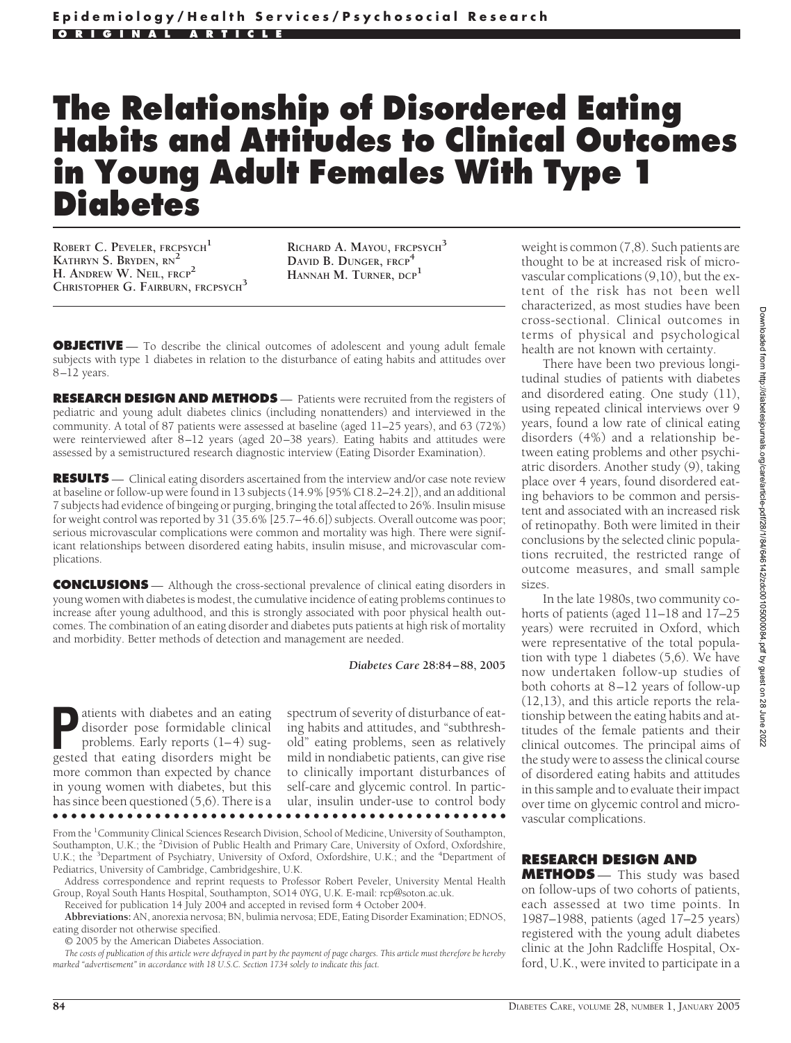Epidemiology/Health Services/Psychosocial Research

ORIGINAL ARTICLE

# The Relationship of Disordered Eating Habits and Attitudes to Clinical Outcomes in Young Adult Females With Type 1 Diabetes

ROBERT C. PEVELER, FRCPSYCH[1]
KATHRYN S. BRYDEN, RN[2]
H. ANDREW W. NEIL, FRCP[2]
CHRISTOPHER G. FAIRBURN, FRCPSYCH[3]
RICHARD A. MAYOU, FRCPSYCH[3]
DAVID B. DUNGER, FRCP[4]
HANNAH M. TURNER, DCP[1]

**OBJECTIVE** — To describe the clinical outcomes of adolescent and young adult female subjects with type 1 diabetes in relation to the disturbance of eating habits and attitudes over 8–12 years.

**RESEARCH DESIGN AND METHODS** — Patients were recruited from the registers of pediatric and young adult diabetes clinics (including nonattenders) and interviewed in the community. A total of 87 patients were assessed at baseline (aged 11–25 years), and 63 (72%) were reinterviewed after 8–12 years (aged 20–38 years). Eating habits and attitudes were assessed by a semistructured research diagnostic interview (Eating Disorder Examination).

**RESULTS** — Clinical eating disorders ascertained from the interview and/or case note review at baseline or follow-up were found in 13 subjects (14.9% [95% CI 8.2–24.2]), and an additional 7 subjects had evidence of bingeing or purging, bringing the total affected to 26%. Insulin misuse for weight control was reported by 31 (35.6% [25.7–46.6]) subjects. Overall outcome was poor; serious microvascular complications were common and mortality was high. There were significant relationships between disordered eating habits, insulin misuse, and microvascular complications.

**CONCLUSIONS** — Although the cross-sectional prevalence of clinical eating disorders in young women with diabetes is modest, the cumulative incidence of eating problems continues to increase after young adulthood, and this is strongly associated with poor physical health outcomes. The combination of an eating disorder and diabetes puts patients at high risk of mortality and morbidity. Better methods of detection and management are needed.

*Diabetes Care* **28:**84–88, 2005

Patients with diabetes and an eating disorder pose formidable clinical problems. Early reports (1–4) suggested that eating disorders might be more common than expected by chance in young women with diabetes, but this has since been questioned (5,6). There is a spectrum of severity of disturbance of eating habits and attitudes, and "subthreshold" eating problems, seen as relatively mild in nondiabetic patients, can give rise to clinically important disturbances of self-care and glycemic control. In particular, insulin under-use to control body weight is common (7,8). Such patients are thought to be at increased risk of microvascular complications (9,10), but the extent of the risk has not been well characterized, as most studies have been cross-sectional. Clinical outcomes in terms of physical and psychological health are not known with certainty.

There have been two previous longitudinal studies of patients with diabetes and disordered eating. One study (11), using repeated clinical interviews over 9 years, found a low rate of clinical eating disorders (4%) and a relationship between eating problems and other psychiatric disorders. Another study (9), taking place over 4 years, found disordered eating behaviors to be common and persistent and associated with an increased risk of retinopathy. Both were limited in their conclusions by the selected clinic populations recruited, the restricted range of outcome measures, and small sample sizes.

In the late 1980s, two community cohorts of patients (aged 11–18 and 17–25 years) were recruited in Oxford, which were representative of the total population with type 1 diabetes (5,6). We have now undertaken follow-up studies of both cohorts at 8–12 years of follow-up (12,13), and this article reports the relationship between the eating habits and attitudes of the female patients and their clinical outcomes. The principal aims of the study were to assess the clinical course of disordered eating habits and attitudes in this sample and to evaluate their impact over time on glycemic control and microvascular complications.

## RESEARCH DESIGN AND METHODS

— This study was based on follow-ups of two cohorts of patients, each assessed at two time points. In 1987–1988, patients (aged 17–25 years) registered with the young adult diabetes clinic at the John Radcliffe Hospital, Oxford, U.K., were invited to participate in a

---

From the [1]Community Clinical Sciences Research Division, School of Medicine, University of Southampton, Southampton, U.K.; the [2]Division of Public Health and Primary Care, University of Oxford, Oxfordshire, U.K.; the [3]Department of Psychiatry, University of Oxford, Oxfordshire, U.K.; and the [4]Department of Pediatrics, University of Cambridge, Cambridgeshire, U.K.

Address correspondence and reprint requests to Professor Robert Peveler, University Mental Health Group, Royal South Hants Hospital, Southampton, SO14 0YG, U.K. E-mail: rcp@soton.ac.uk.

Received for publication 14 July 2004 and accepted in revised form 4 October 2004.

**Abbreviations:** AN, anorexia nervosa; BN, bulimia nervosa; EDE, Eating Disorder Examination; EDNOS, eating disorder not otherwise specified.

© 2005 by the American Diabetes Association.

*The costs of publication of this article were defrayed in part by the payment of page charges. This article must therefore be hereby marked "advertisement" in accordance with 18 U.S.C. Section 1734 solely to indicate this fact.*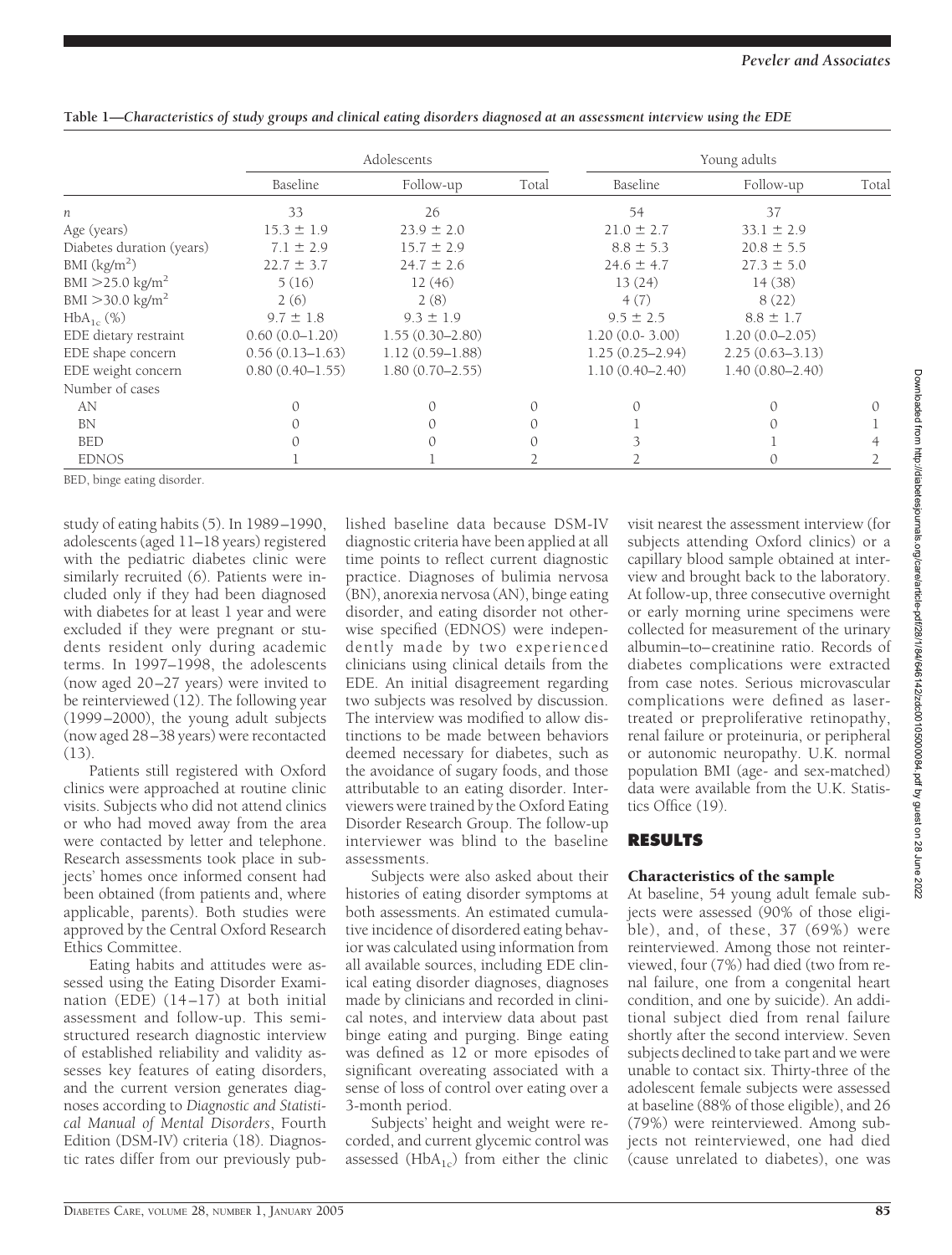**Table 1—Characteristics of study groups and clinical eating disorders diagnosed at an assessment interview using the EDE**

| | Adolescents | | | Young adults | | |
|---|---|---|---|---|---|---|
| | Baseline | Follow-up | Total | Baseline | Follow-up | Total |
| $n$ | 33 | 26 | | 54 | 37 | |
| Age (years) | 15.3 ± 1.9 | 23.9 ± 2.0 | | 21.0 ± 2.7 | 33.1 ± 2.9 | |
| Diabetes duration (years) | 7.1 ± 2.9 | 15.7 ± 2.9 | | 8.8 ± 5.3 | 20.8 ± 5.5 | |
| BMI (kg/m$^2$) | 22.7 ± 3.7 | 24.7 ± 2.6 | | 24.6 ± 4.7 | 27.3 ± 5.0 | |
| BMI >25.0 kg/m$^2$ | 5 (16) | 12 (46) | | 13 (24) | 14 (38) | |
| BMI >30.0 kg/m$^2$ | 2 (6) | 2 (8) | | 4 (7) | 8 (22) | |
| $HbA_{1c}$ (%) | 9.7 ± 1.8 | 9.3 ± 1.9 | | 9.5 ± 2.5 | 8.8 ± 1.7 | |
| EDE dietary restraint | 0.60 (0.0–1.20) | 1.55 (0.30–2.80) | | 1.20 (0.0- 3.00) | 1.20 (0.0–2.05) | |
| EDE shape concern | 0.56 (0.13–1.63) | 1.12 (0.59–1.88) | | 1.25 (0.25–2.94) | 2.25 (0.63–3.13) | |
| EDE weight concern | 0.80 (0.40–1.55) | 1.80 (0.70–2.55) | | 1.10 (0.40–2.40) | 1.40 (0.80–2.40) | |
| Number of cases | | | | | | |
| AN | 0 | 0 | 0 | 0 | 0 | 0 |
| BN | 0 | 0 | 0 | 1 | 0 | 1 |
| BED | 0 | 0 | 0 | 3 | 1 | 4 |
| EDNOS | 1 | 1 | 2 | 2 | 0 | 2 |

BED, binge eating disorder.

study of eating habits (5). In 1989–1990, adolescents (aged 11–18 years) registered with the pediatric diabetes clinic were similarly recruited (6). Patients were included only if they had been diagnosed with diabetes for at least 1 year and were excluded if they were pregnant or students resident only during academic terms. In 1997–1998, the adolescents (now aged 20–27 years) were invited to be reinterviewed (12). The following year (1999–2000), the young adult subjects (now aged 28–38 years) were recontacted (13).

Patients still registered with Oxford clinics were approached at routine clinic visits. Subjects who did not attend clinics or who had moved away from the area were contacted by letter and telephone. Research assessments took place in subjects' homes once informed consent had been obtained (from patients and, where applicable, parents). Both studies were approved by the Central Oxford Research Ethics Committee.

Eating habits and attitudes were assessed using the Eating Disorder Examination (EDE) (14–17) at both initial assessment and follow-up. This semistructured research diagnostic interview of established reliability and validity assesses key features of eating disorders, and the current version generates diagnoses according to *Diagnostic and Statistical Manual of Mental Disorders*, Fourth Edition (DSM-IV) criteria (18). Diagnostic rates differ from our previously published baseline data because DSM-IV diagnostic criteria have been applied at all time points to reflect current diagnostic practice. Diagnoses of bulimia nervosa (BN), anorexia nervosa (AN), binge eating disorder, and eating disorder not otherwise specified (EDNOS) were independently made by two experienced clinicians using clinical details from the EDE. An initial disagreement regarding two subjects was resolved by discussion. The interview was modified to allow distinctions to be made between behaviors deemed necessary for diabetes, such as the avoidance of sugary foods, and those attributable to an eating disorder. Interviewers were trained by the Oxford Eating Disorder Research Group. The follow-up interviewer was blind to the baseline assessments.

Subjects were also asked about their histories of eating disorder symptoms at both assessments. An estimated cumulative incidence of disordered eating behavior was calculated using information from all available sources, including EDE clinical eating disorder diagnoses, diagnoses made by clinicians and recorded in clinical notes, and interview data about past binge eating and purging. Binge eating was defined as 12 or more episodes of significant overeating associated with a sense of loss of control over eating over a 3-month period.

Subjects' height and weight were recorded, and current glycemic control was assessed ($HbA_{1c}$) from either the clinic visit nearest the assessment interview (for subjects attending Oxford clinics) or a capillary blood sample obtained at interview and brought back to the laboratory. At follow-up, three consecutive overnight or early morning urine specimens were collected for measurement of the urinary albumin–to–creatinine ratio. Records of diabetes complications were extracted from case notes. Serious microvascular complications were defined as laser-treated or preproliferative retinopathy, renal failure or proteinuria, or peripheral or autonomic neuropathy. U.K. normal population BMI (age- and sex-matched) data were available from the U.K. Statistics Office (19).

## RESULTS

### Characteristics of the sample

At baseline, 54 young adult female subjects were assessed (90% of those eligible), and, of these, 37 (69%) were reinterviewed. Among those not reinterviewed, four (7%) had died (two from renal failure, one from a congenital heart condition, and one by suicide). An additional subject died from renal failure shortly after the second interview. Seven subjects declined to take part and we were unable to contact six. Thirty-three of the adolescent female subjects were assessed at baseline (88% of those eligible), and 26 (79%) were reinterviewed. Among subjects not reinterviewed, one had died (cause unrelated to diabetes), one was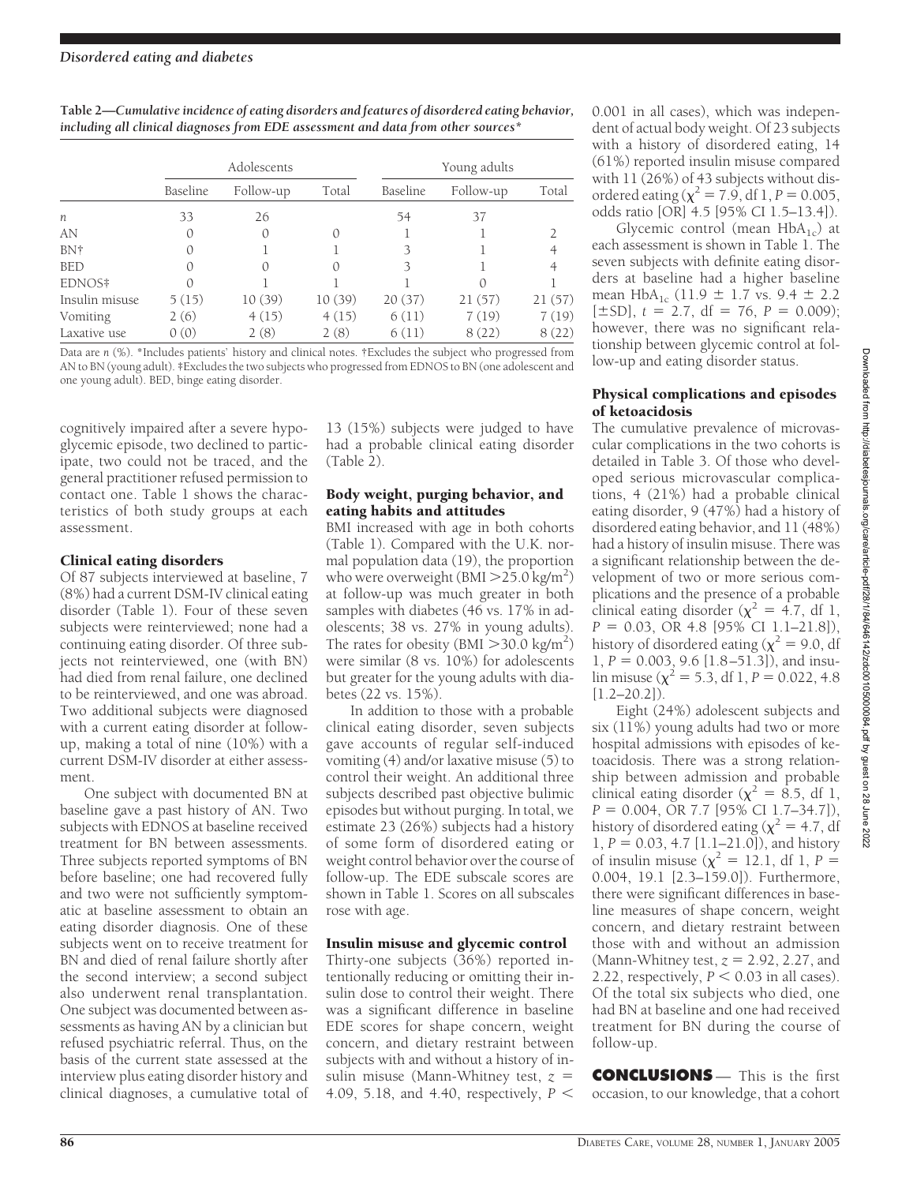**Table 2—Cumulative incidence of eating disorders and features of disordered eating behavior, including all clinical diagnoses from EDE assessment and data from other sources***

| | Adolescents | | | Young adults | | |
|---|---|---|---|---|---|---|
| | Baseline | Follow-up | Total | Baseline | Follow-up | Total |
| *n* | 33 | 26 | | 54 | 37 | |
| AN | 0 | 0 | 0 | 1 | 1 | 2 |
| BN† | 0 | 1 | 1 | 3 | 1 | 4 |
| BED | 0 | 0 | 0 | 3 | 1 | 4 |
| EDNOS‡ | 0 | 1 | 1 | 1 | 0 | 1 |
| Insulin misuse | 5 (15) | 10 (39) | 10 (39) | 20 (37) | 21 (57) | 21 (57) |
| Vomiting | 2 (6) | 4 (15) | 4 (15) | 6 (11) | 7 (19) | 7 (19) |
| Laxative use | 0 (0) | 2 (8) | 2 (8) | 6 (11) | 8 (22) | 8 (22) |

Data are *n* (%). *Includes patients' history and clinical notes. †Excludes the subject who progressed from AN to BN (young adult). ‡Excludes the two subjects who progressed from EDNOS to BN (one adolescent and one young adult). BED, binge eating disorder.

cognitively impaired after a severe hypoglycemic episode, two declined to participate, two could not be traced, and the general practitioner refused permission to contact one. Table 1 shows the characteristics of both study groups at each assessment.

### Clinical eating disorders

Of 87 subjects interviewed at baseline, 7 (8%) had a current DSM-IV clinical eating disorder (Table 1). Four of these seven subjects were reinterviewed; none had a continuing eating disorder. Of three subjects not reinterviewed, one (with BN) had died from renal failure, one declined to be reinterviewed, and one was abroad. Two additional subjects were diagnosed with a current eating disorder at follow-up, making a total of nine (10%) with a current DSM-IV disorder at either assessment.

One subject with documented BN at baseline gave a past history of AN. Two subjects with EDNOS at baseline received treatment for BN between assessments. Three subjects reported symptoms of BN before baseline; one had recovered fully and two were not sufficiently symptomatic at baseline assessment to obtain an eating disorder diagnosis. One of these subjects went on to receive treatment for BN and died of renal failure shortly after the second interview; a second subject also underwent renal transplantation. One subject was documented between assessments as having AN by a clinician but refused psychiatric referral. Thus, on the basis of the current state assessed at the interview plus eating disorder history and clinical diagnoses, a cumulative total of 13 (15%) subjects were judged to have had a probable clinical eating disorder (Table 2).

### Body weight, purging behavior, and eating habits and attitudes

BMI increased with age in both cohorts (Table 1). Compared with the U.K. normal population data (19), the proportion who were overweight (BMI $>25.0$ kg/m$^2$) at follow-up was much greater in both samples with diabetes (46 vs. 17% in adolescents; 38 vs. 27% in young adults). The rates for obesity (BMI $>30.0$ kg/m$^2$) were similar (8 vs. 10%) for adolescents but greater for the young adults with diabetes (22 vs. 15%).

In addition to those with a probable clinical eating disorder, seven subjects gave accounts of regular self-induced vomiting (4) and/or laxative misuse (5) to control their weight. An additional three subjects described past objective bulimic episodes but without purging. In total, we estimate 23 (26%) subjects had a history of some form of disordered eating or weight control behavior over the course of follow-up. The EDE subscale scores are shown in Table 1. Scores on all subscales rose with age.

### Insulin misuse and glycemic control

Thirty-one subjects (36%) reported intentionally reducing or omitting their insulin dose to control their weight. There was a significant difference in baseline EDE scores for shape concern, weight concern, and dietary restraint between subjects with and without a history of insulin misuse (Mann-Whitney test, $z$ = 4.09, 5.18, and 4.40, respectively, $P <$ 0.001 in all cases), which was independent of actual body weight. Of 23 subjects with a history of disordered eating, 14 (61%) reported insulin misuse compared with 11 (26%) of 43 subjects without disordered eating ($\chi^2 = 7.9$, df 1, $P = 0.005$, odds ratio [OR] 4.5 [95% CI 1.5–13.4]).

Glycemic control (mean $HbA_{1c}$) at each assessment is shown in Table 1. The seven subjects with definite eating disorders at baseline had a higher baseline mean $HbA_{1c}$ (11.9 ± 1.7 vs. 9.4 ± 2.2 [±SD], $t$ = 2.7, df = 76, $P$ = 0.009); however, there was no significant relationship between glycemic control at follow-up and eating disorder status.

### Physical complications and episodes of ketoacidosis

The cumulative prevalence of microvascular complications in the two cohorts is detailed in Table 3. Of those who developed serious microvascular complications, 4 (21%) had a probable clinical eating disorder, 9 (47%) had a history of disordered eating behavior, and 11 (48%) had a history of insulin misuse. There was a significant relationship between the development of two or more serious complications and the presence of a probable clinical eating disorder ($\chi^2 = 4.7$, df 1, $P = 0.03$, OR 4.8 [95% CI 1.1–21.8]), history of disordered eating ($\chi^2 = 9.0$, df 1, $P = 0.003$, 9.6 [1.8–51.3]), and insulin misuse ($\chi^2 = 5.3$, df 1, $P = 0.022$, 4.8 [1.2–20.2]).

Eight (24%) adolescent subjects and six (11%) young adults had two or more hospital admissions with episodes of ketoacidosis. There was a strong relationship between admission and probable clinical eating disorder ($\chi^2 = 8.5$, df 1, $P = 0.004$, OR 7.7 [95% CI 1.7–34.7]), history of disordered eating ($\chi^2 = 4.7$, df 1, $P = 0.03$, 4.7 [1.1–21.0]), and history of insulin misuse ($\chi^2 = 12.1$, df 1, $P$ = 0.004, 19.1 [2.3–159.0]). Furthermore, there were significant differences in baseline measures of shape concern, weight concern, and dietary restraint between those with and without an admission (Mann-Whitney test, $z$ = 2.92, 2.27, and 2.22, respectively, $P < 0.03$ in all cases). Of the total six subjects who died, one had BN at baseline and one had received treatment for BN during the course of follow-up.

## CONCLUSIONS

— This is the first occasion, to our knowledge, that a cohort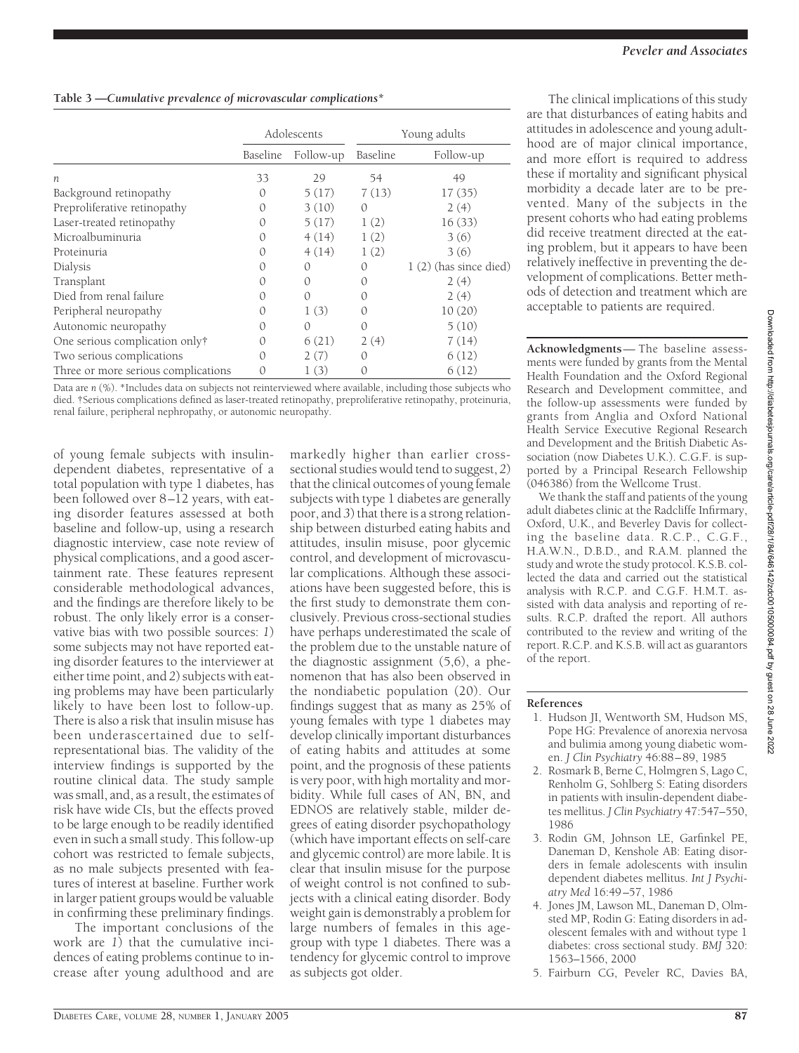**Table 3 —*Cumulative prevalence of microvascular complications****

| | Adolescents | | Young adults | |
|---|---|---|---|---|
| | Baseline | Follow-up | Baseline | Follow-up |
| *n* | 33 | 29 | 54 | 49 |
| Background retinopathy | 0 | 5 (17) | 7 (13) | 17 (35) |
| Preproliferative retinopathy | 0 | 3 (10) | 0 | 2 (4) |
| Laser-treated retinopathy | 0 | 5 (17) | 1 (2) | 16 (33) |
| Microalbuminuria | 0 | 4 (14) | 1 (2) | 3 (6) |
| Proteinuria | 0 | 4 (14) | 1 (2) | 3 (6) |
| Dialysis | 0 | 0 | 0 | 1 (2) (has since died) |
| Transplant | 0 | 0 | 0 | 2 (4) |
| Died from renal failure | 0 | 0 | 0 | 2 (4) |
| Peripheral neuropathy | 0 | 1 (3) | 0 | 10 (20) |
| Autonomic neuropathy | 0 | 0 | 0 | 5 (10) |
| One serious complication only† | 0 | 6 (21) | 2 (4) | 7 (14) |
| Two serious complications | 0 | 2 (7) | 0 | 6 (12) |
| Three or more serious complications | 0 | 1 (3) | 0 | 6 (12) |

Data are *n* (%). *Includes data on subjects not reinterviewed where available, including those subjects who died. †Serious complications defined as laser-treated retinopathy, preproliferative retinopathy, proteinuria, renal failure, peripheral nephropathy, or autonomic neuropathy.

of young female subjects with insulin-dependent diabetes, representative of a total population with type 1 diabetes, has been followed over 8–12 years, with eating disorder features assessed at both baseline and follow-up, using a research diagnostic interview, case note review of physical complications, and a good ascertainment rate. These features represent considerable methodological advances, and the findings are therefore likely to be robust. The only likely error is a conservative bias with two possible sources: *1*) some subjects may not have reported eating disorder features to the interviewer at either time point, and *2*) subjects with eating problems may have been particularly likely to have been lost to follow-up. There is also a risk that insulin misuse has been underascertained due to self-representational bias. The validity of the interview findings is supported by the routine clinical data. The study sample was small, and, as a result, the estimates of risk have wide CIs, but the effects proved to be large enough to be readily identified even in such a small study. This follow-up cohort was restricted to female subjects, as no male subjects presented with features of interest at baseline. Further work in larger patient groups would be valuable in confirming these preliminary findings.

The important conclusions of the work are *1*) that the cumulative incidences of eating problems continue to increase after young adulthood and are markedly higher than earlier cross-sectional studies would tend to suggest, *2*) that the clinical outcomes of young female subjects with type 1 diabetes are generally poor, and *3*) that there is a strong relationship between disturbed eating habits and attitudes, insulin misuse, poor glycemic control, and development of microvascular complications. Although these associations have been suggested before, this is the first study to demonstrate them conclusively. Previous cross-sectional studies have perhaps underestimated the scale of the problem due to the unstable nature of the diagnostic assignment (5,6), a phenomenon that has also been observed in the nondiabetic population (20). Our findings suggest that as many as 25% of young females with type 1 diabetes may develop clinically important disturbances of eating habits and attitudes at some point, and the prognosis of these patients is very poor, with high mortality and morbidity. While full cases of AN, BN, and EDNOS are relatively stable, milder degrees of eating disorder psychopathology (which have important effects on self-care and glycemic control) are more labile. It is clear that insulin misuse for the purpose of weight control is not confined to subjects with a clinical eating disorder. Body weight gain is demonstrably a problem for large numbers of females in this age-group with type 1 diabetes. There was a tendency for glycemic control to improve as subjects got older.

The clinical implications of this study are that disturbances of eating habits and attitudes in adolescence and young adulthood are of major clinical importance, and more effort is required to address these if mortality and significant physical morbidity a decade later are to be prevented. Many of the subjects in the present cohorts who had eating problems did receive treatment directed at the eating problem, but it appears to have been relatively ineffective in preventing the development of complications. Better methods of detection and treatment which are acceptable to patients are required.

**Acknowledgments**— The baseline assessments were funded by grants from the Mental Health Foundation and the Oxford Regional Research and Development committee, and the follow-up assessments were funded by grants from Anglia and Oxford National Health Service Executive Regional Research and Development and the British Diabetic Association (now Diabetes U.K.). C.G.F. is supported by a Principal Research Fellowship (046386) from the Wellcome Trust.

We thank the staff and patients of the young adult diabetes clinic at the Radcliffe Infirmary, Oxford, U.K., and Beverley Davis for collecting the baseline data. R.C.P., C.G.F., H.A.W.N., D.B.D., and R.A.M. planned the study and wrote the study protocol. K.S.B. collected the data and carried out the statistical analysis with R.C.P. and C.G.F. H.M.T. assisted with data analysis and reporting of results. R.C.P. drafted the report. All authors contributed to the review and writing of the report. R.C.P. and K.S.B. will act as guarantors of the report.

## References

1. Hudson JI, Wentworth SM, Hudson MS, Pope HG: Prevalence of anorexia nervosa and bulimia among young diabetic women. *J Clin Psychiatry* 46:88–89, 1985
2. Rosmark B, Berne C, Holmgren S, Lago C, Renholm G, Sohlberg S: Eating disorders in patients with insulin-dependent diabetes mellitus. *J Clin Psychiatry* 47:547–550, 1986
3. Rodin GM, Johnson LE, Garfinkel PE, Daneman D, Kenshole AB: Eating disorders in female adolescents with insulin dependent diabetes mellitus. *Int J Psychiatry Med* 16:49–57, 1986
4. Jones JM, Lawson ML, Daneman D, Olmsted MP, Rodin G: Eating disorders in adolescent females with and without type 1 diabetes: cross sectional study. *BMJ* 320: 1563–1566, 2000
5. Fairburn CG, Peveler RC, Davies BA,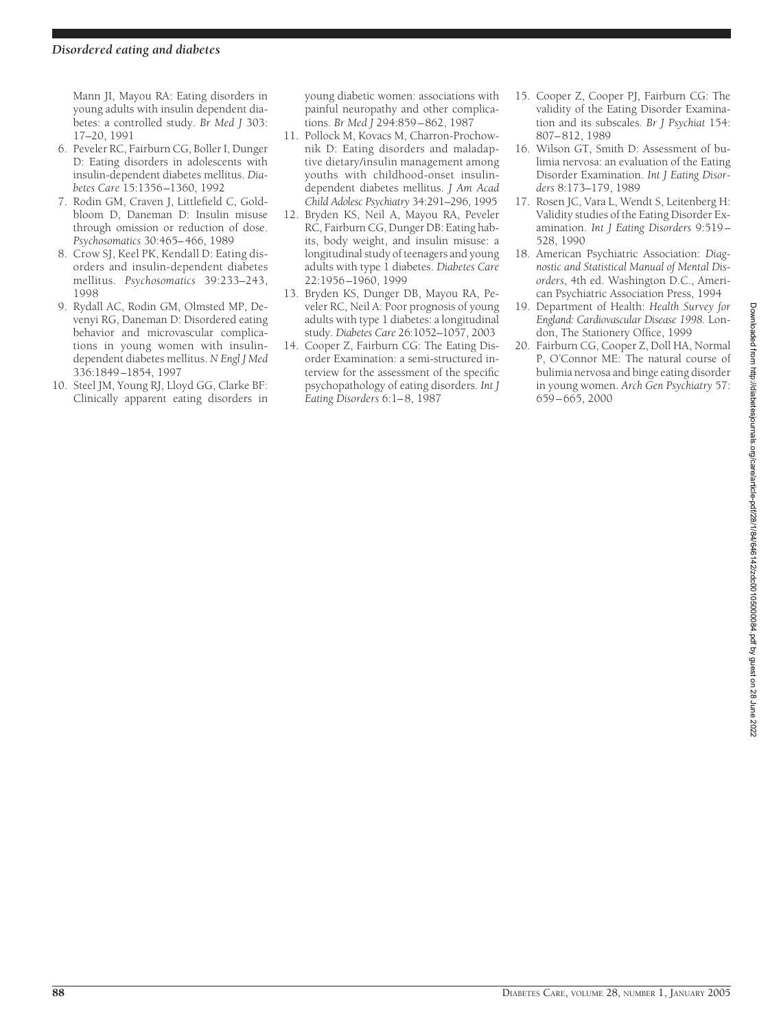Mann JI, Mayou RA: Eating disorders in young adults with insulin dependent diabetes: a controlled study. *Br Med J* 303: 17–20, 1991

6. Peveler RC, Fairburn CG, Boller I, Dunger D: Eating disorders in adolescents with insulin-dependent diabetes mellitus. *Diabetes Care* 15:1356–1360, 1992
7. Rodin GM, Craven J, Littlefield C, Goldbloom D, Daneman D: Insulin misuse through omission or reduction of dose. *Psychosomatics* 30:465–466, 1989
8. Crow SJ, Keel PK, Kendall D: Eating disorders and insulin-dependent diabetes mellitus. *Psychosomatics* 39:233–243, 1998
9. Rydall AC, Rodin GM, Olmsted MP, Devenyi RG, Daneman D: Disordered eating behavior and microvascular complications in young women with insulin-dependent diabetes mellitus. *N Engl J Med* 336:1849–1854, 1997
10. Steel JM, Young RJ, Lloyd GG, Clarke BF: Clinically apparent eating disorders in young diabetic women: associations with painful neuropathy and other complications. *Br Med J* 294:859–862, 1987
11. Pollock M, Kovacs M, Charron-Prochownik D: Eating disorders and maladaptive dietary/insulin management among youths with childhood-onset insulin-dependent diabetes mellitus. *J Am Acad Child Adolesc Psychiatry* 34:291–296, 1995
12. Bryden KS, Neil A, Mayou RA, Peveler RC, Fairburn CG, Dunger DB: Eating habits, body weight, and insulin misuse: a longitudinal study of teenagers and young adults with type 1 diabetes. *Diabetes Care* 22:1956–1960, 1999
13. Bryden KS, Dunger DB, Mayou RA, Peveler RC, Neil A: Poor prognosis of young adults with type 1 diabetes: a longitudinal study. *Diabetes Care* 26:1052–1057, 2003
14. Cooper Z, Fairburn CG: The Eating Disorder Examination: a semi-structured interview for the assessment of the specific psychopathology of eating disorders. *Int J Eating Disorders* 6:1–8, 1987
15. Cooper Z, Cooper PJ, Fairburn CG: The validity of the Eating Disorder Examination and its subscales. *Br J Psychiat* 154: 807–812, 1989
16. Wilson GT, Smith D: Assessment of bulimia nervosa: an evaluation of the Eating Disorder Examination. *Int J Eating Disorders* 8:173–179, 1989
17. Rosen JC, Vara L, Wendt S, Leitenberg H: Validity studies of the Eating Disorder Examination. *Int J Eating Disorders* 9:519–528, 1990
18. American Psychiatric Association: *Diagnostic and Statistical Manual of Mental Disorders*, 4th ed. Washington D.C., American Psychiatric Association Press, 1994
19. Department of Health: *Health Survey for England: Cardiovascular Disease 1998.* London, The Stationery Office, 1999
20. Fairburn CG, Cooper Z, Doll HA, Normal P, O'Connor ME: The natural course of bulimia nervosa and binge eating disorder in young women. *Arch Gen Psychiatry* 57: 659–665, 2000